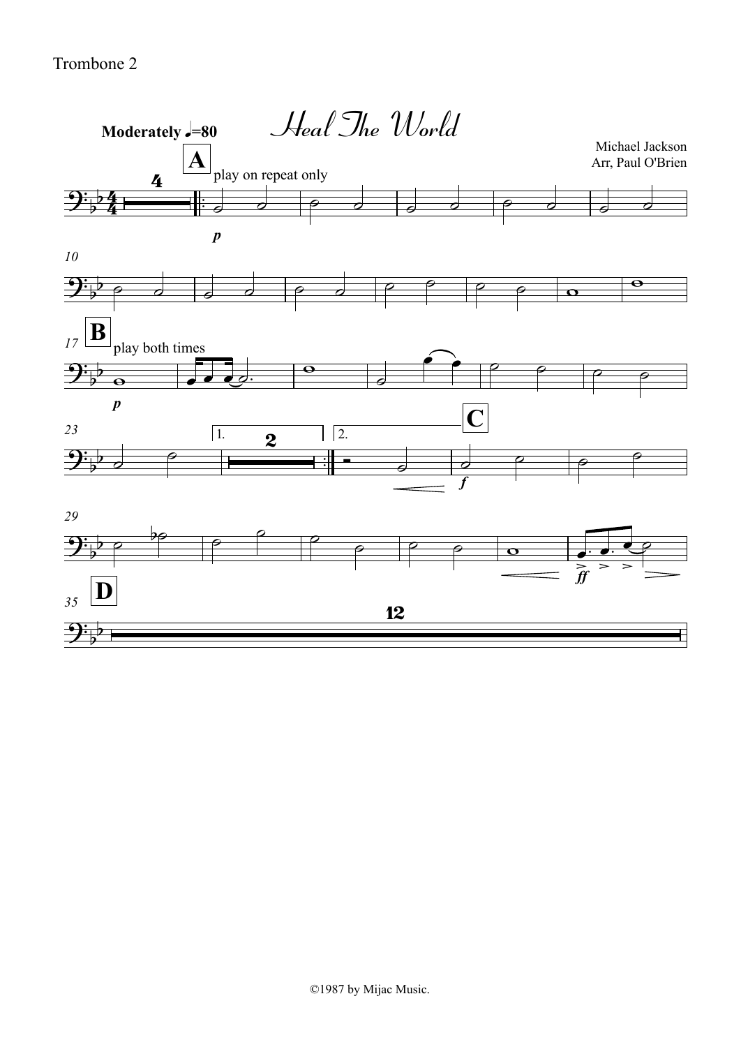Trombone 2

# Heal The World

**Moderately** ♩=80

Michael Jackson
Arr, Paul O'Brien

A — play on repeat only

B — play both times

C

D

©1987 by Mijac Music.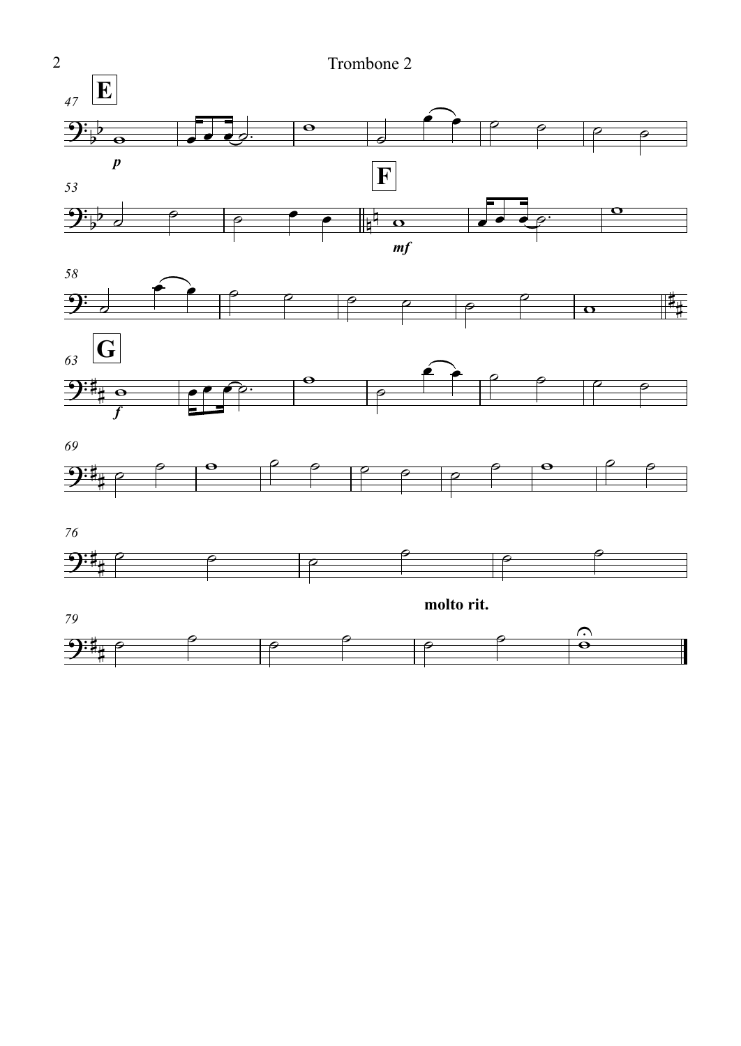Trombone 2

**E**

47

*p*

53

**F**

*mf*

58

**G**

63

*f*

69

76

**molto rit.**

79